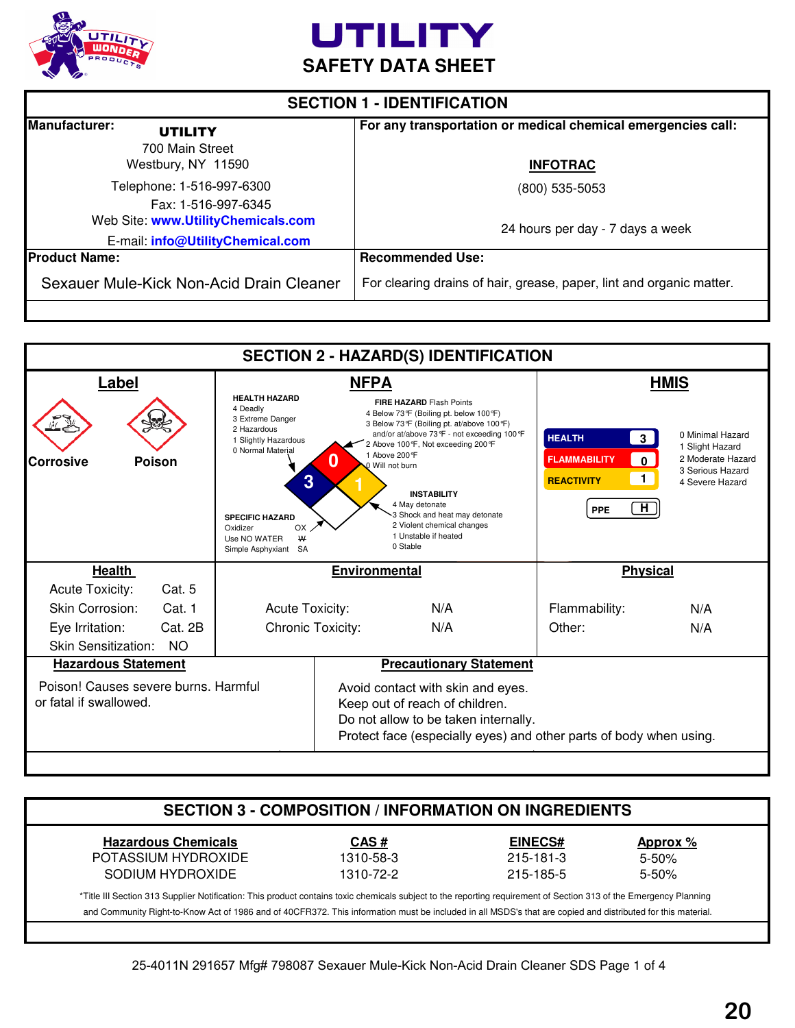# UTILITY

## SAFETY DATA SHEET

## SECTION 1 - IDENTIFICATION

| Manufacturer: | For any transportation or medical chemical emergencies call: |
|---|---|
| **UTILITY**<br>700 Main Street<br>Westbury, NY 11590<br>Telephone: 1-516-997-6300<br>Fax: 1-516-997-6345<br>Web Site: **www.UtilityChemicals.com**<br>E-mail: **info@UtilityChemical.com** | **INFOTRAC**<br>(800) 535-5053<br>24 hours per day - 7 days a week |
| **Product Name:** | **Recommended Use:** |
| Sexauer Mule-Kick Non-Acid Drain Cleaner | For clearing drains of hair, grease, paper, lint and organic matter. |

## SECTION 2 - HAZARD(S) IDENTIFICATION

### Label

Corrosive

Poison

### NFPA

**HEALTH HAZARD**
- 4 Deadly
- 3 Extreme Danger
- 2 Hazardous
- 1 Slightly Hazardous
- 0 Normal Material

**FIRE HAZARD** Flash Points
- 4 Below 73°F (Boiling pt. below 100°F)
- 3 Below 73°F (Boiling pt. at/above 100°F) and/or at/above 73°F - not exceeding 100°F
- 2 Above 100°F, Not exceeding 200°F
- 1 Above 200°F
- 0 Will not burn

**INSTABILITY**
- 4 May detonate
- 3 Shock and heat may detonate
- 2 Violent chemical changes
- 1 Unstable if heated
- 0 Stable

**SPECIFIC HAZARD**
- Oxidizer OX
- Use NO WATER W
- Simple Asphyxiant SA

NFPA ratings: Health 3, Fire 0, Instability 1

### HMIS

| | |
|---|---|
| HEALTH | 3 |
| FLAMMABILITY | 0 |
| REACTIVITY | 1 |
| PPE | H |

- 0 Minimal Hazard
- 1 Slight Hazard
- 2 Moderate Hazard
- 3 Serious Hazard
- 4 Severe Hazard

### Health

| | |
|---|---|
| Acute Toxicity: | Cat. 5 |
| Skin Corrosion: | Cat. 1 |
| Eye Irritation: | Cat. 2B |
| Skin Sensitization: | NO |

### Environmental

| | |
|---|---|
| Acute Toxicity: | N/A |
| Chronic Toxicity: | N/A |

### Physical

| | |
|---|---|
| Flammability: | N/A |
| Other: | N/A |

### Hazardous Statement

Poison! Causes severe burns. Harmful or fatal if swallowed.

### Precautionary Statement

Avoid contact with skin and eyes.
Keep out of reach of children.
Do not allow to be taken internally.
Protect face (especially eyes) and other parts of body when using.

## SECTION 3 - COMPOSITION / INFORMATION ON INGREDIENTS

| Hazardous Chemicals | CAS # | EINECS# | Approx % |
|---|---|---|---|
| POTASSIUM HYDROXIDE | 1310-58-3 | 215-181-3 | 5-50% |
| SODIUM HYDROXIDE | 1310-72-2 | 215-185-5 | 5-50% |

*Title III Section 313 Supplier Notification: This product contains toxic chemicals subject to the reporting requirement of Section 313 of the Emergency Planning and Community Right-to-Know Act of 1986 and of 40CFR372. This information must be included in all MSDS's that are copied and distributed for this material.

25-4011N 291657 Mfg# 798087 Sexauer Mule-Kick Non-Acid Drain Cleaner SDS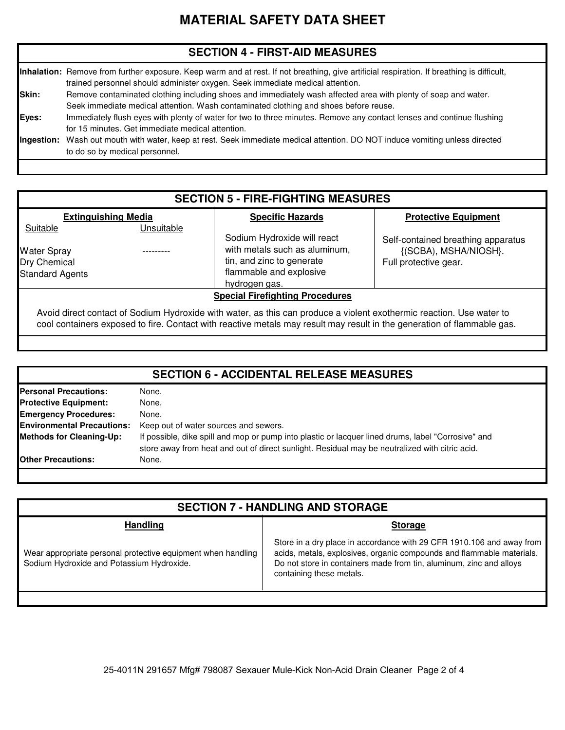# MATERIAL SAFETY DATA SHEET

## SECTION 4 - FIRST-AID MEASURES

**Inhalation:** Remove from further exposure. Keep warm and at rest. If not breathing, give artificial respiration. If breathing is difficult, trained personnel should administer oxygen. Seek immediate medical attention.

**Skin:** Remove contaminated clothing including shoes and immediately wash affected area with plenty of soap and water. Seek immediate medical attention. Wash contaminated clothing and shoes before reuse.

**Eyes:** Immediately flush eyes with plenty of water for two to three minutes. Remove any contact lenses and continue flushing for 15 minutes. Get immediate medical attention.

**Ingestion:** Wash out mouth with water, keep at rest. Seek immediate medical attention. DO NOT induce vomiting unless directed to do so by medical personnel.

## SECTION 5 - FIRE-FIGHTING MEASURES

| Extinguishing Media | | Specific Hazards | Protective Equipment |
|---|---|---|---|
| Suitable | Unsuitable | | |
| Water Spray<br>Dry Chemical<br>Standard Agents | --------- | Sodium Hydroxide will react with metals such as aluminum, tin, and zinc to generate flammable and explosive hydrogen gas. | Self-contained breathing apparatus {(SCBA), MSHA/NIOSH}.<br>Full protective gear. |

**Special Firefighting Procedures**

Avoid direct contact of Sodium Hydroxide with water, as this can produce a violent exothermic reaction. Use water to cool containers exposed to fire. Contact with reactive metals may result may result in the generation of flammable gas.

## SECTION 6 - ACCIDENTAL RELEASE MEASURES

**Personal Precautions:** None.

**Protective Equipment:** None.

**Emergency Procedures:** None.

**Environmental Precautions:** Keep out of water sources and sewers.

**Methods for Cleaning-Up:** If possible, dike spill and mop or pump into plastic or lacquer lined drums, label "Corrosive" and store away from heat and out of direct sunlight. Residual may be neutralized with citric acid.

**Other Precautions:** None.

## SECTION 7 - HANDLING AND STORAGE

| Handling | Storage |
|---|---|
| Wear appropriate personal protective equipment when handling Sodium Hydroxide and Potassium Hydroxide. | Store in a dry place in accordance with 29 CFR 1910.106 and away from acids, metals, explosives, organic compounds and flammable materials. Do not store in containers made from tin, aluminum, zinc and alloys containing these metals. |

25-4011N 291657 Mfg# 798087 Sexauer Mule-Kick Non-Acid Drain Cleaner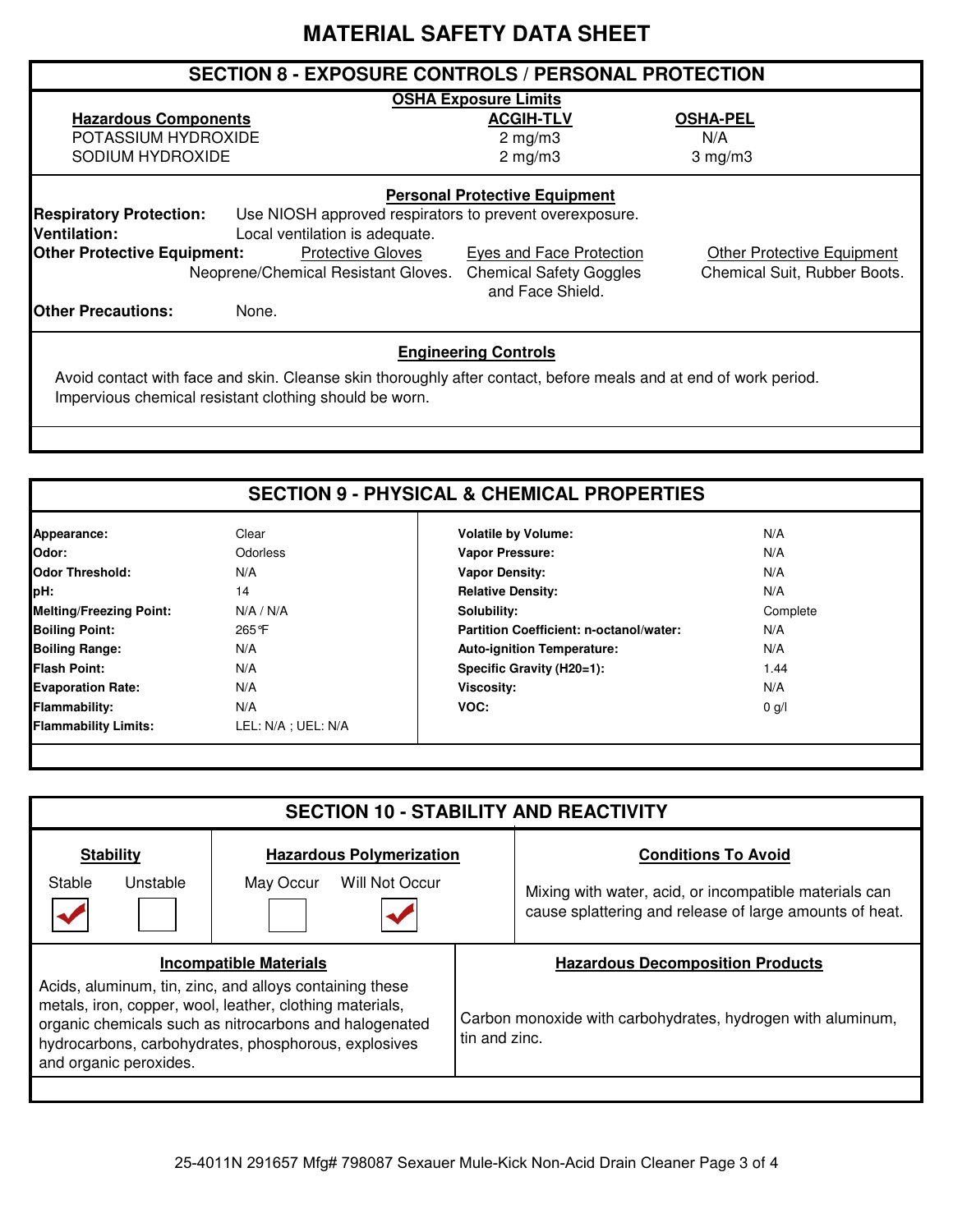# MATERIAL SAFETY DATA SHEET

## SECTION 8 - EXPOSURE CONTROLS / PERSONAL PROTECTION

**OSHA Exposure Limits**

| Hazardous Components | ACGIH-TLV | OSHA-PEL |
|---|---|---|
| POTASSIUM HYDROXIDE | 2 mg/m3 | N/A |
| SODIUM HYDROXIDE | 2 mg/m3 | 3 mg/m3 |

**Personal Protective Equipment**

**Respiratory Protection:** Use NIOSH approved respirators to prevent overexposure.

**Ventilation:** Local ventilation is adequate.

**Other Protective Equipment:**

| Protective Gloves | Eyes and Face Protection | Other Protective Equipment |
|---|---|---|
| Neoprene/Chemical Resistant Gloves. | Chemical Safety Goggles and Face Shield. | Chemical Suit, Rubber Boots. |

**Other Precautions:** None.

**Engineering Controls**

Avoid contact with face and skin. Cleanse skin thoroughly after contact, before meals and at end of work period. Impervious chemical resistant clothing should be worn.

## SECTION 9 - PHYSICAL & CHEMICAL PROPERTIES

| | | | |
|---|---|---|---|
| **Appearance:** | Clear | **Volatile by Volume:** | N/A |
| **Odor:** | Odorless | **Vapor Pressure:** | N/A |
| **Odor Threshold:** | N/A | **Vapor Density:** | N/A |
| **pH:** | 14 | **Relative Density:** | N/A |
| **Melting/Freezing Point:** | N/A / N/A | **Solubility:** | Complete |
| **Boiling Point:** | 265°F | **Partition Coefficient: n-octanol/water:** | N/A |
| **Boiling Range:** | N/A | **Auto-ignition Temperature:** | N/A |
| **Flash Point:** | N/A | **Specific Gravity (H20=1):** | 1.44 |
| **Evaporation Rate:** | N/A | **Viscosity:** | N/A |
| **Flammability:** | N/A | **VOC:** | 0 g/l |
| **Flammability Limits:** | LEL: N/A ; UEL: N/A | | |

## SECTION 10 - STABILITY AND REACTIVITY

**Stability**

- Stable: ☑
- Unstable: ☐

**Hazardous Polymerization**

- May Occur: ☐
- Will Not Occur: ☑

**Conditions To Avoid**

Mixing with water, acid, or incompatible materials can cause splattering and release of large amounts of heat.

**Incompatible Materials**

Acids, aluminum, tin, zinc, and alloys containing these metals, iron, copper, wool, leather, clothing materials, organic chemicals such as nitrocarbons and halogenated hydrocarbons, carbohydrates, phosphorous, explosives and organic peroxides.

**Hazardous Decomposition Products**

Carbon monoxide with carbohydrates, hydrogen with aluminum, tin and zinc.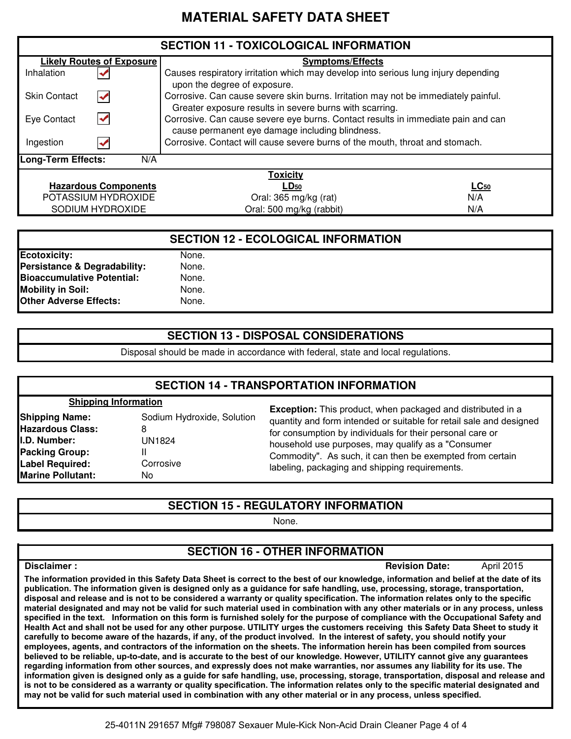# MATERIAL SAFETY DATA SHEET

## SECTION 11 - TOXICOLOGICAL INFORMATION

| Likely Routes of Exposure | | Symptoms/Effects |
|---|---|---|
| Inhalation | ✔ | Causes respiratory irritation which may develop into serious lung injury depending upon the degree of exposure. |
| Skin Contact | ✔ | Corrosive. Can cause severe skin burns. Irritation may not be immediately painful. Greater exposure results in severe burns with scarring. |
| Eye Contact | ✔ | Corrosive. Can cause severe eye burns. Contact results in immediate pain and can cause permanent eye damage including blindness. |
| Ingestion | ✔ | Corrosive. Contact will cause severe burns of the mouth, throat and stomach. |

**Long-Term Effects:** N/A

| Hazardous Components | Toxicity $LD_{50}$ | $LC_{50}$ |
|---|---|---|
| POTASSIUM HYDROXIDE | Oral: 365 mg/kg (rat) | N/A |
| SODIUM HYDROXIDE | Oral: 500 mg/kg (rabbit) | N/A |

## SECTION 12 - ECOLOGICAL INFORMATION

**Ecotoxicity:** None.
**Persistance & Degradability:** None.
**Bioaccumulative Potential:** None.
**Mobility in Soil:** None.
**Other Adverse Effects:** None.

## SECTION 13 - DISPOSAL CONSIDERATIONS

Disposal should be made in accordance with federal, state and local regulations.

## SECTION 14 - TRANSPORTATION INFORMATION

**Shipping Information**

**Shipping Name:** Sodium Hydroxide, Solution
**Hazardous Class:** 8
**I.D. Number:** UN1824
**Packing Group:** II
**Label Required:** Corrosive
**Marine Pollutant:** No

**Exception:** This product, when packaged and distributed in a quantity and form intended or suitable for retail sale and designed for consumption by individuals for their personal care or household use purposes, may qualify as a "Consumer Commodity". As such, it can then be exempted from certain labeling, packaging and shipping requirements.

## SECTION 15 - REGULATORY INFORMATION

None.

## SECTION 16 - OTHER INFORMATION

**Disclaimer :** **Revision Date:** April 2015

**The information provided in this Safety Data Sheet is correct to the best of our knowledge, information and belief at the date of its publication. The information given is designed only as a guidance for safe handling, use, processing, storage, transportation, disposal and release and is not to be considered a warranty or quality specification. The information relates only to the specific material designated and may not be valid for such material used in combination with any other materials or in any process, unless specified in the text. Information on this form is furnished solely for the purpose of compliance with the Occupational Safety and Health Act and shall not be used for any other purpose. UTILITY urges the customers receiving this Safety Data Sheet to study it carefully to become aware of the hazards, if any, of the product involved. In the interest of safety, you should notify your employees, agents, and contractors of the information on the sheets. The information herein has been compiled from sources believed to be reliable, up-to-date, and is accurate to the best of our knowledge. However, UTILITY cannot give any guarantees regarding information from other sources, and expressly does not make warranties, nor assumes any liability for its use. The information given is designed only as a guide for safe handling, use, processing, storage, transportation, disposal and release and is not to be considered as a warranty or quality specification. The information relates only to the specific material designated and may not be valid for such material used in combination with any other material or in any process, unless specified.**